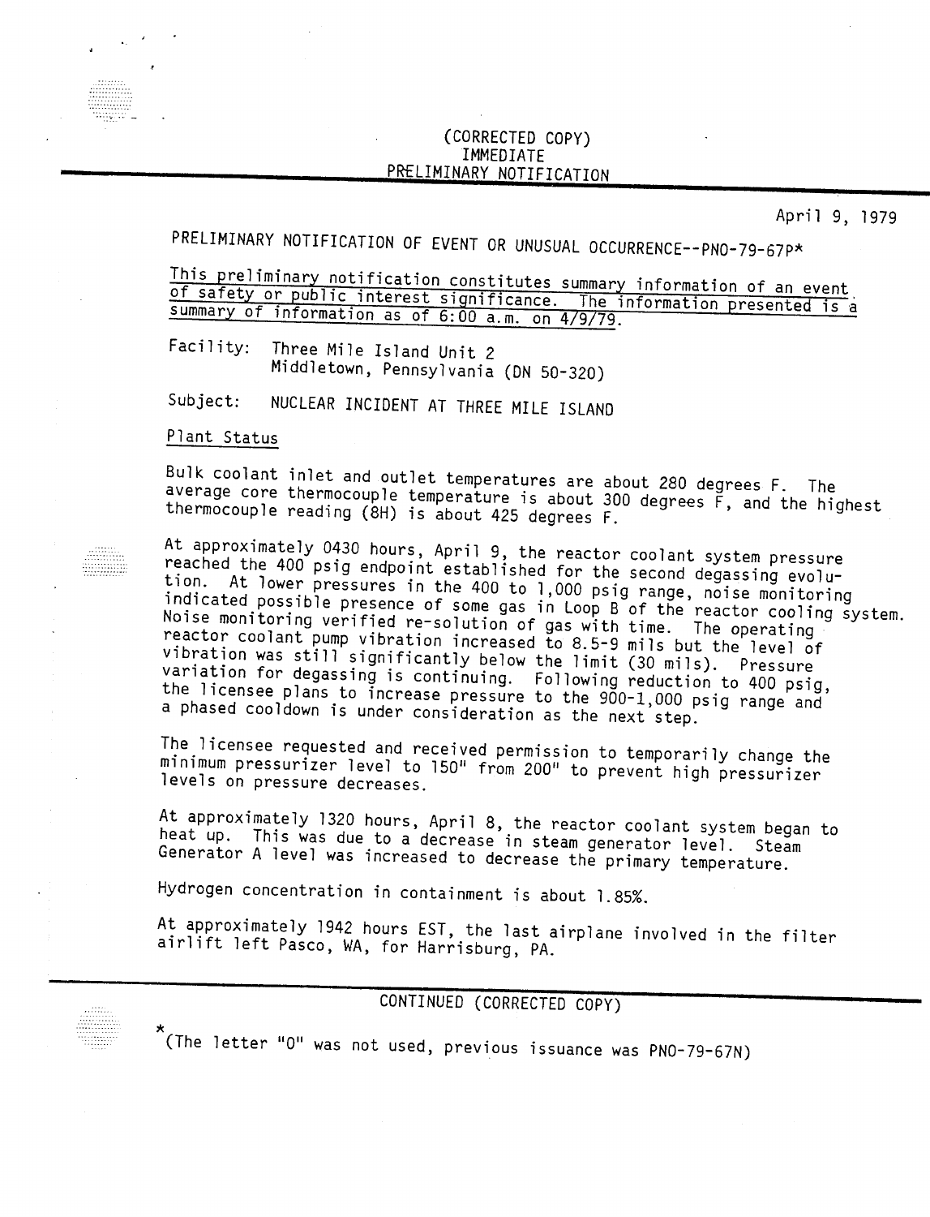(CORRECTED COPY)
IMMEDIATE
PRELIMINARY NOTIFICATION

April 9, 1979

PRELIMINARY NOTIFICATION OF EVENT OR UNUSUAL OCCURRENCE--PNO-79-67P*

This preliminary notification constitutes summary information of an event of safety or public interest significance. The information presented is a summary of information as of 6:00 a.m. on 4/9/79.

Facility: Three Mile Island Unit 2
Middletown, Pennsylvania (DN 50-320)

Subject: NUCLEAR INCIDENT AT THREE MILE ISLAND

Plant Status

Bulk coolant inlet and outlet temperatures are about 280 degrees F. The average core thermocouple temperature is about 300 degrees F, and the highest thermocouple reading (8H) is about 425 degrees F.

At approximately 0430 hours, April 9, the reactor coolant system pressure reached the 400 psig endpoint established for the second degassing evolution. At lower pressures in the 400 to 1,000 psig range, noise monitoring indicated possible presence of some gas in Loop B of the reactor cooling system. Noise monitoring verified re-solution of gas with time. The operating reactor coolant pump vibration increased to 8.5-9 mils but the level of vibration was still significantly below the limit (30 mils). Pressure variation for degassing is continuing. Following reduction to 400 psig, the licensee plans to increase pressure to the 900-1,000 psig range and a phased cooldown is under consideration as the next step.

The licensee requested and received permission to temporarily change the minimum pressurizer level to 150" from 200" to prevent high pressurizer levels on pressure decreases.

At approximately 1320 hours, April 8, the reactor coolant system began to heat up. This was due to a decrease in steam generator level. Steam Generator A level was increased to decrease the primary temperature.

Hydrogen concentration in containment is about 1.85%.

At approximately 1942 hours EST, the last airplane involved in the filter airlift left Pasco, WA, for Harrisburg, PA.

CONTINUED (CORRECTED COPY)

*(The letter "O" was not used, previous issuance was PNO-79-67N)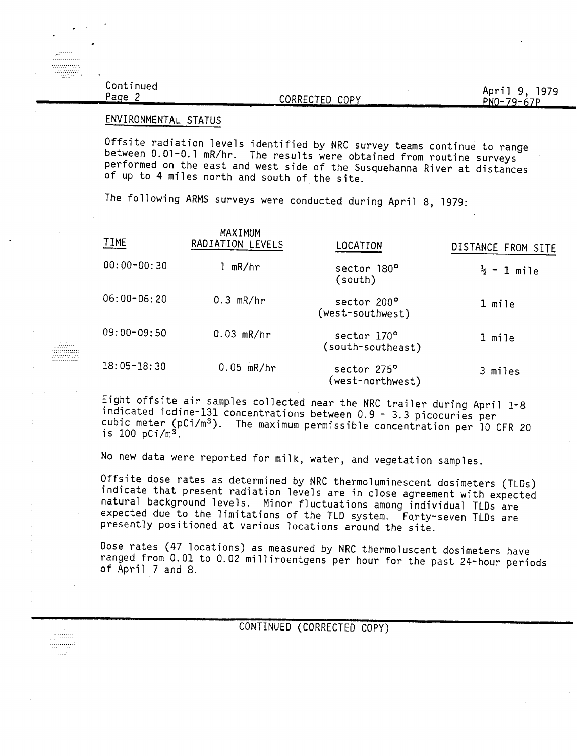## ENVIRONMENTAL STATUS

Offsite radiation levels identified by NRC survey teams continue to range between 0.01-0.1 mR/hr. The results were obtained from routine surveys performed on the east and west side of the Susquehanna River at distances of up to 4 miles north and south of the site.

The following ARMS surveys were conducted during April 8, 1979:

| TIME | MAXIMUM RADIATION LEVELS | LOCATION | DISTANCE FROM SITE |
|---|---|---|---|
| 00:00-00:30 | 1 mR/hr | sector 180° (south) | ½ - 1 mile |
| 06:00-06:20 | 0.3 mR/hr | sector 200° (west-southwest) | 1 mile |
| 09:00-09:50 | 0.03 mR/hr | sector 170° (south-southeast) | 1 mile |
| 18:05-18:30 | 0.05 mR/hr | sector 275° (west-northwest) | 3 miles |

Eight offsite air samples collected near the NRC trailer during April 1-8 indicated iodine-131 concentrations between 0.9 - 3.3 picocuries per cubic meter ($pCi/m^3$). The maximum permissible concentration per 10 CFR 20 is 100 $pCi/m^3$.

No new data were reported for milk, water, and vegetation samples.

Offsite dose rates as determined by NRC thermoluminescent dosimeters (TLDs) indicate that present radiation levels are in close agreement with expected natural background levels. Minor fluctuations among individual TLDs are expected due to the limitations of the TLD system. Forty-seven TLDs are presently positioned at various locations around the site.

Dose rates (47 locations) as measured by NRC thermoluscent dosimeters have ranged from 0.01 to 0.02 milliroentgens per hour for the past 24-hour periods of April 7 and 8.

CONTINUED (CORRECTED COPY)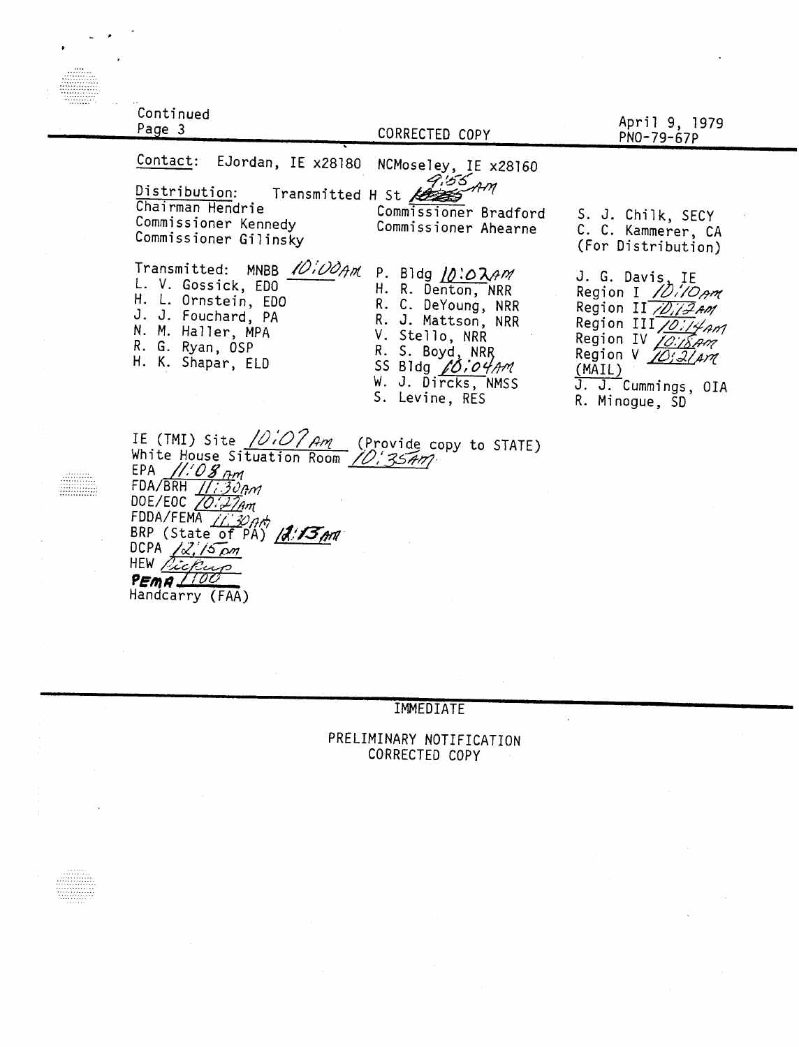Continued
Page 3

CORRECTED COPY

April 9, 1979
PNO-79-67P

Contact: EJordan, IE x28180 NCMoseley, IE x28160

Distribution: Transmitted H St 9:55 AM

Chairman Hendrie
Commissioner Kennedy
Commissioner Gilinsky

Commissioner Bradford
Commissioner Ahearne

S. J. Chilk, SECY
C. C. Kammerer, CA
(For Distribution)

Transmitted: MNBB 10:00 AM
L. V. Gossick, EDO
H. L. Ornstein, EDO
J. J. Fouchard, PA
N. M. Haller, MPA
R. G. Ryan, OSP
H. K. Shapar, ELD

P. Bldg 10:02 AM
H. R. Denton, NRR
R. C. DeYoung, NRR
R. J. Mattson, NRR
V. Stello, NRR
R. S. Boyd, NRR
SS Bldg 10:04 AM
W. J. Dircks, NMSS
S. Levine, RES

J. G. Davis, IE
Region I 10:10 AM
Region II 10:12 AM
Region III 10:14 AM
Region IV 10:18 AM
Region V 10:21 AM
(MAIL)
J. J. Cummings, OIA
R. Minogue, SD

IE (TMI) Site 10:07 AM (Provide copy to STATE)
White House Situation Room 10:35 AM
EPA 11:08 AM
FDA/BRH 11:30 AM
DOE/EOC 10:27 AM
FDDA/FEMA 11:30 AM
BRP (State of PA) 12:13 AM
DCPA 12:15 PM
HEW Pickup
PEMA 1:00
Handcarry (FAA)

IMMEDIATE

PRELIMINARY NOTIFICATION
CORRECTED COPY